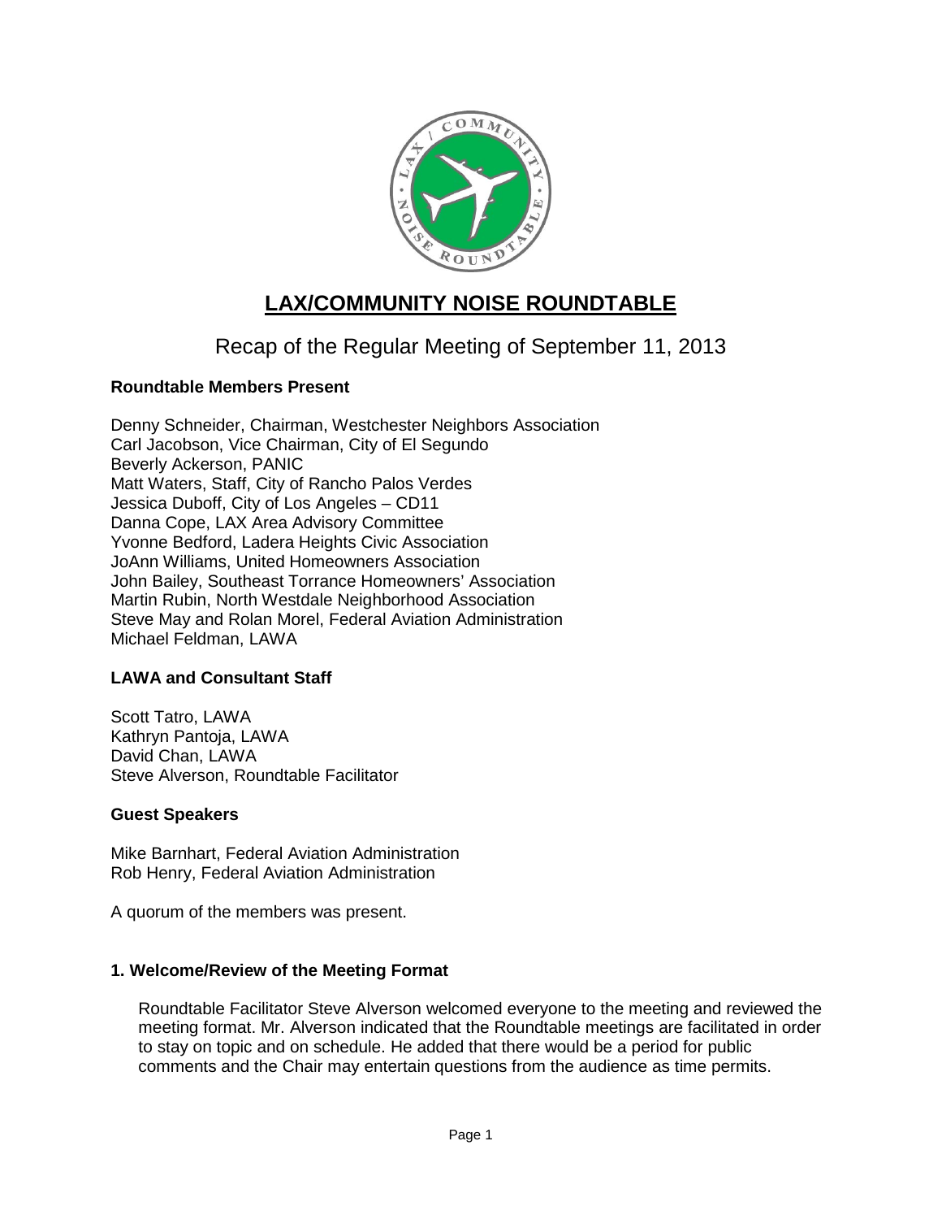# LAX/COMMUNITY NOISE ROUNDTABLE

## Recap of the Regular Meeting of September 11, 2013

**Roundtable Members Present**

Denny Schneider, Chairman, Westchester Neighbors Association
Carl Jacobson, Vice Chairman, City of El Segundo
Beverly Ackerson, PANIC
Matt Waters, Staff, City of Rancho Palos Verdes
Jessica Duboff, City of Los Angeles – CD11
Danna Cope, LAX Area Advisory Committee
Yvonne Bedford, Ladera Heights Civic Association
JoAnn Williams, United Homeowners Association
John Bailey, Southeast Torrance Homeowners' Association
Martin Rubin, North Westdale Neighborhood Association
Steve May and Rolan Morel, Federal Aviation Administration
Michael Feldman, LAWA

**LAWA and Consultant Staff**

Scott Tatro, LAWA
Kathryn Pantoja, LAWA
David Chan, LAWA
Steve Alverson, Roundtable Facilitator

**Guest Speakers**

Mike Barnhart, Federal Aviation Administration
Rob Henry, Federal Aviation Administration

A quorum of the members was present.

**1. Welcome/Review of the Meeting Format**

Roundtable Facilitator Steve Alverson welcomed everyone to the meeting and reviewed the meeting format. Mr. Alverson indicated that the Roundtable meetings are facilitated in order to stay on topic and on schedule. He added that there would be a period for public comments and the Chair may entertain questions from the audience as time permits.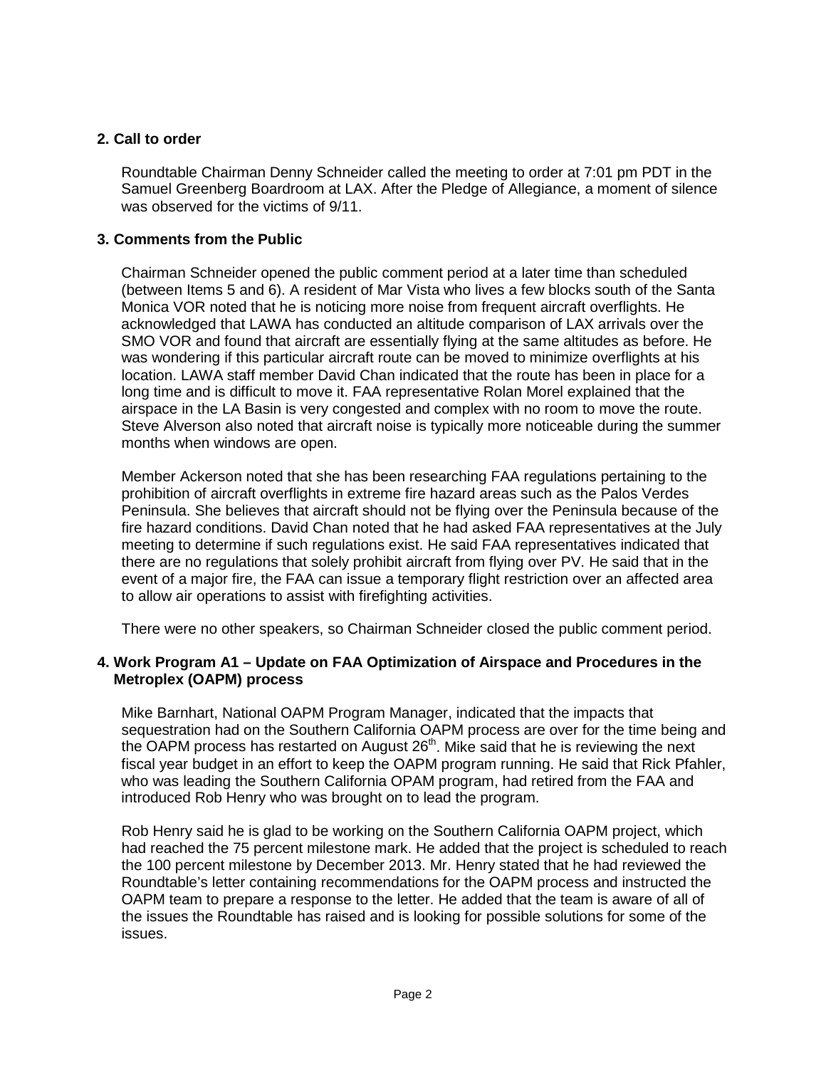**2. Call to order**

Roundtable Chairman Denny Schneider called the meeting to order at 7:01 pm PDT in the Samuel Greenberg Boardroom at LAX. After the Pledge of Allegiance, a moment of silence was observed for the victims of 9/11.

**3. Comments from the Public**

Chairman Schneider opened the public comment period at a later time than scheduled (between Items 5 and 6). A resident of Mar Vista who lives a few blocks south of the Santa Monica VOR noted that he is noticing more noise from frequent aircraft overflights. He acknowledged that LAWA has conducted an altitude comparison of LAX arrivals over the SMO VOR and found that aircraft are essentially flying at the same altitudes as before. He was wondering if this particular aircraft route can be moved to minimize overflights at his location. LAWA staff member David Chan indicated that the route has been in place for a long time and is difficult to move it. FAA representative Rolan Morel explained that the airspace in the LA Basin is very congested and complex with no room to move the route. Steve Alverson also noted that aircraft noise is typically more noticeable during the summer months when windows are open.

Member Ackerson noted that she has been researching FAA regulations pertaining to the prohibition of aircraft overflights in extreme fire hazard areas such as the Palos Verdes Peninsula. She believes that aircraft should not be flying over the Peninsula because of the fire hazard conditions. David Chan noted that he had asked FAA representatives at the July meeting to determine if such regulations exist. He said FAA representatives indicated that there are no regulations that solely prohibit aircraft from flying over PV. He said that in the event of a major fire, the FAA can issue a temporary flight restriction over an affected area to allow air operations to assist with firefighting activities.

There were no other speakers, so Chairman Schneider closed the public comment period.

**4. Work Program A1 – Update on FAA Optimization of Airspace and Procedures in the Metroplex (OAPM) process**

Mike Barnhart, National OAPM Program Manager, indicated that the impacts that sequestration had on the Southern California OAPM process are over for the time being and the OAPM process has restarted on August 26th. Mike said that he is reviewing the next fiscal year budget in an effort to keep the OAPM program running. He said that Rick Pfahler, who was leading the Southern California OPAM program, had retired from the FAA and introduced Rob Henry who was brought on to lead the program.

Rob Henry said he is glad to be working on the Southern California OAPM project, which had reached the 75 percent milestone mark. He added that the project is scheduled to reach the 100 percent milestone by December 2013. Mr. Henry stated that he had reviewed the Roundtable's letter containing recommendations for the OAPM process and instructed the OAPM team to prepare a response to the letter. He added that the team is aware of all of the issues the Roundtable has raised and is looking for possible solutions for some of the issues.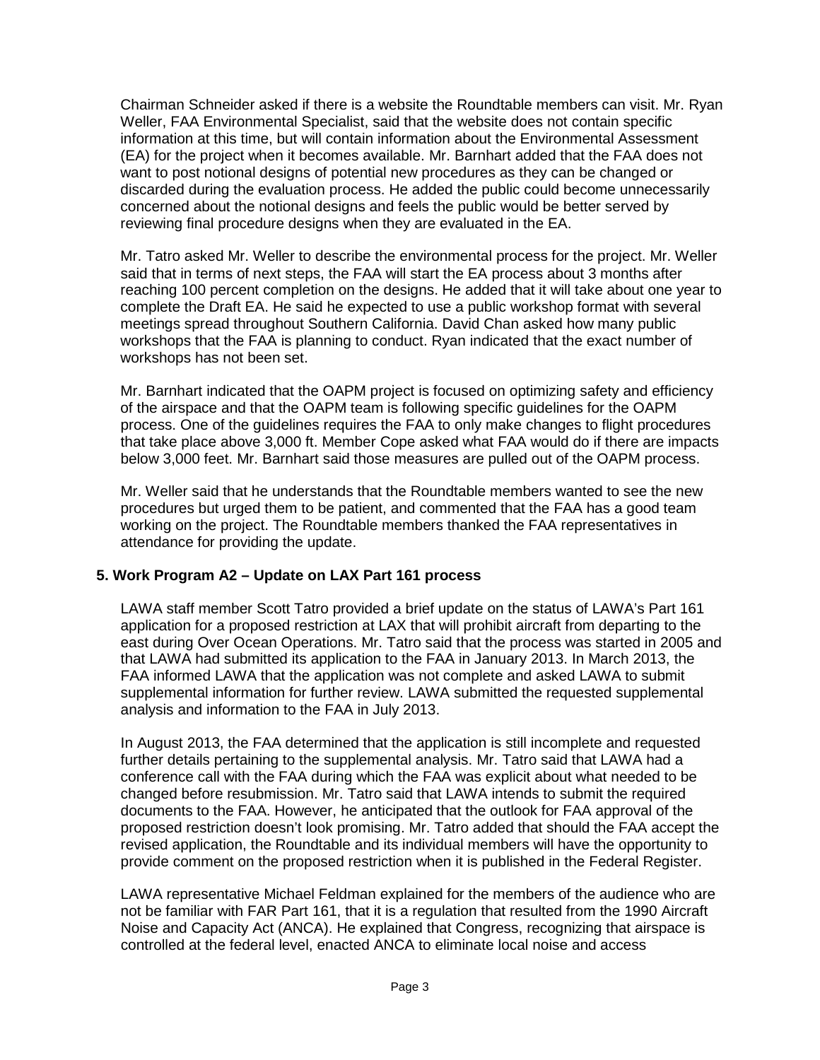Chairman Schneider asked if there is a website the Roundtable members can visit. Mr. Ryan Weller, FAA Environmental Specialist, said that the website does not contain specific information at this time, but will contain information about the Environmental Assessment (EA) for the project when it becomes available. Mr. Barnhart added that the FAA does not want to post notional designs of potential new procedures as they can be changed or discarded during the evaluation process. He added the public could become unnecessarily concerned about the notional designs and feels the public would be better served by reviewing final procedure designs when they are evaluated in the EA.

Mr. Tatro asked Mr. Weller to describe the environmental process for the project. Mr. Weller said that in terms of next steps, the FAA will start the EA process about 3 months after reaching 100 percent completion on the designs. He added that it will take about one year to complete the Draft EA. He said he expected to use a public workshop format with several meetings spread throughout Southern California. David Chan asked how many public workshops that the FAA is planning to conduct. Ryan indicated that the exact number of workshops has not been set.

Mr. Barnhart indicated that the OAPM project is focused on optimizing safety and efficiency of the airspace and that the OAPM team is following specific guidelines for the OAPM process. One of the guidelines requires the FAA to only make changes to flight procedures that take place above 3,000 ft. Member Cope asked what FAA would do if there are impacts below 3,000 feet. Mr. Barnhart said those measures are pulled out of the OAPM process.

Mr. Weller said that he understands that the Roundtable members wanted to see the new procedures but urged them to be patient, and commented that the FAA has a good team working on the project. The Roundtable members thanked the FAA representatives in attendance for providing the update.

**5. Work Program A2 – Update on LAX Part 161 process**

LAWA staff member Scott Tatro provided a brief update on the status of LAWA's Part 161 application for a proposed restriction at LAX that will prohibit aircraft from departing to the east during Over Ocean Operations. Mr. Tatro said that the process was started in 2005 and that LAWA had submitted its application to the FAA in January 2013. In March 2013, the FAA informed LAWA that the application was not complete and asked LAWA to submit supplemental information for further review. LAWA submitted the requested supplemental analysis and information to the FAA in July 2013.

In August 2013, the FAA determined that the application is still incomplete and requested further details pertaining to the supplemental analysis. Mr. Tatro said that LAWA had a conference call with the FAA during which the FAA was explicit about what needed to be changed before resubmission. Mr. Tatro said that LAWA intends to submit the required documents to the FAA. However, he anticipated that the outlook for FAA approval of the proposed restriction doesn't look promising. Mr. Tatro added that should the FAA accept the revised application, the Roundtable and its individual members will have the opportunity to provide comment on the proposed restriction when it is published in the Federal Register.

LAWA representative Michael Feldman explained for the members of the audience who are not be familiar with FAR Part 161, that it is a regulation that resulted from the 1990 Aircraft Noise and Capacity Act (ANCA). He explained that Congress, recognizing that airspace is controlled at the federal level, enacted ANCA to eliminate local noise and access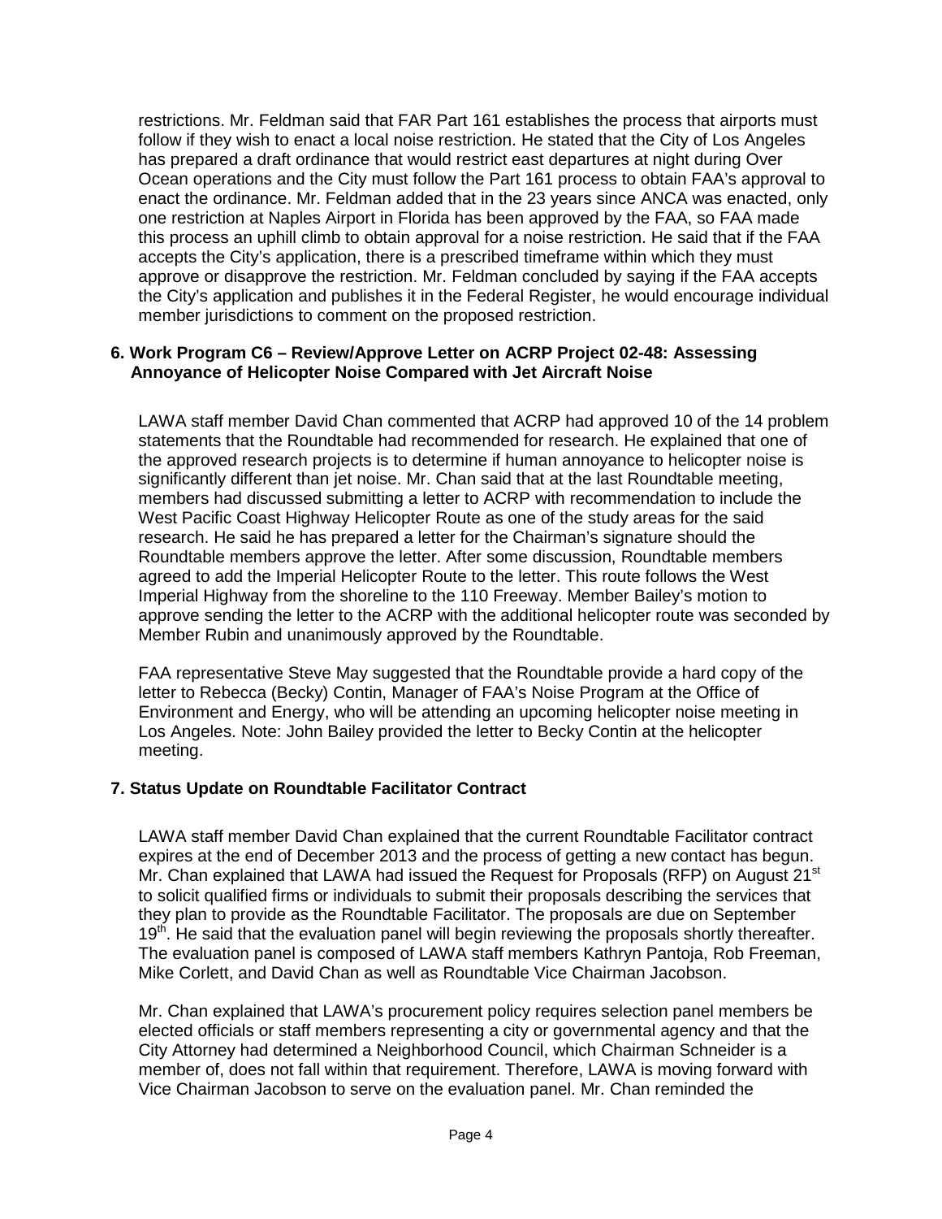restrictions. Mr. Feldman said that FAR Part 161 establishes the process that airports must follow if they wish to enact a local noise restriction. He stated that the City of Los Angeles has prepared a draft ordinance that would restrict east departures at night during Over Ocean operations and the City must follow the Part 161 process to obtain FAA's approval to enact the ordinance. Mr. Feldman added that in the 23 years since ANCA was enacted, only one restriction at Naples Airport in Florida has been approved by the FAA, so FAA made this process an uphill climb to obtain approval for a noise restriction. He said that if the FAA accepts the City's application, there is a prescribed timeframe within which they must approve or disapprove the restriction. Mr. Feldman concluded by saying if the FAA accepts the City's application and publishes it in the Federal Register, he would encourage individual member jurisdictions to comment on the proposed restriction.

**6. Work Program C6 – Review/Approve Letter on ACRP Project 02-48: Assessing Annoyance of Helicopter Noise Compared with Jet Aircraft Noise**

LAWA staff member David Chan commented that ACRP had approved 10 of the 14 problem statements that the Roundtable had recommended for research. He explained that one of the approved research projects is to determine if human annoyance to helicopter noise is significantly different than jet noise. Mr. Chan said that at the last Roundtable meeting, members had discussed submitting a letter to ACRP with recommendation to include the West Pacific Coast Highway Helicopter Route as one of the study areas for the said research. He said he has prepared a letter for the Chairman's signature should the Roundtable members approve the letter. After some discussion, Roundtable members agreed to add the Imperial Helicopter Route to the letter. This route follows the West Imperial Highway from the shoreline to the 110 Freeway. Member Bailey's motion to approve sending the letter to the ACRP with the additional helicopter route was seconded by Member Rubin and unanimously approved by the Roundtable.

FAA representative Steve May suggested that the Roundtable provide a hard copy of the letter to Rebecca (Becky) Contin, Manager of FAA's Noise Program at the Office of Environment and Energy, who will be attending an upcoming helicopter noise meeting in Los Angeles. Note: John Bailey provided the letter to Becky Contin at the helicopter meeting.

**7. Status Update on Roundtable Facilitator Contract**

LAWA staff member David Chan explained that the current Roundtable Facilitator contract expires at the end of December 2013 and the process of getting a new contact has begun. Mr. Chan explained that LAWA had issued the Request for Proposals (RFP) on August 21st to solicit qualified firms or individuals to submit their proposals describing the services that they plan to provide as the Roundtable Facilitator. The proposals are due on September 19th. He said that the evaluation panel will begin reviewing the proposals shortly thereafter. The evaluation panel is composed of LAWA staff members Kathryn Pantoja, Rob Freeman, Mike Corlett, and David Chan as well as Roundtable Vice Chairman Jacobson.

Mr. Chan explained that LAWA's procurement policy requires selection panel members be elected officials or staff members representing a city or governmental agency and that the City Attorney had determined a Neighborhood Council, which Chairman Schneider is a member of, does not fall within that requirement. Therefore, LAWA is moving forward with Vice Chairman Jacobson to serve on the evaluation panel. Mr. Chan reminded the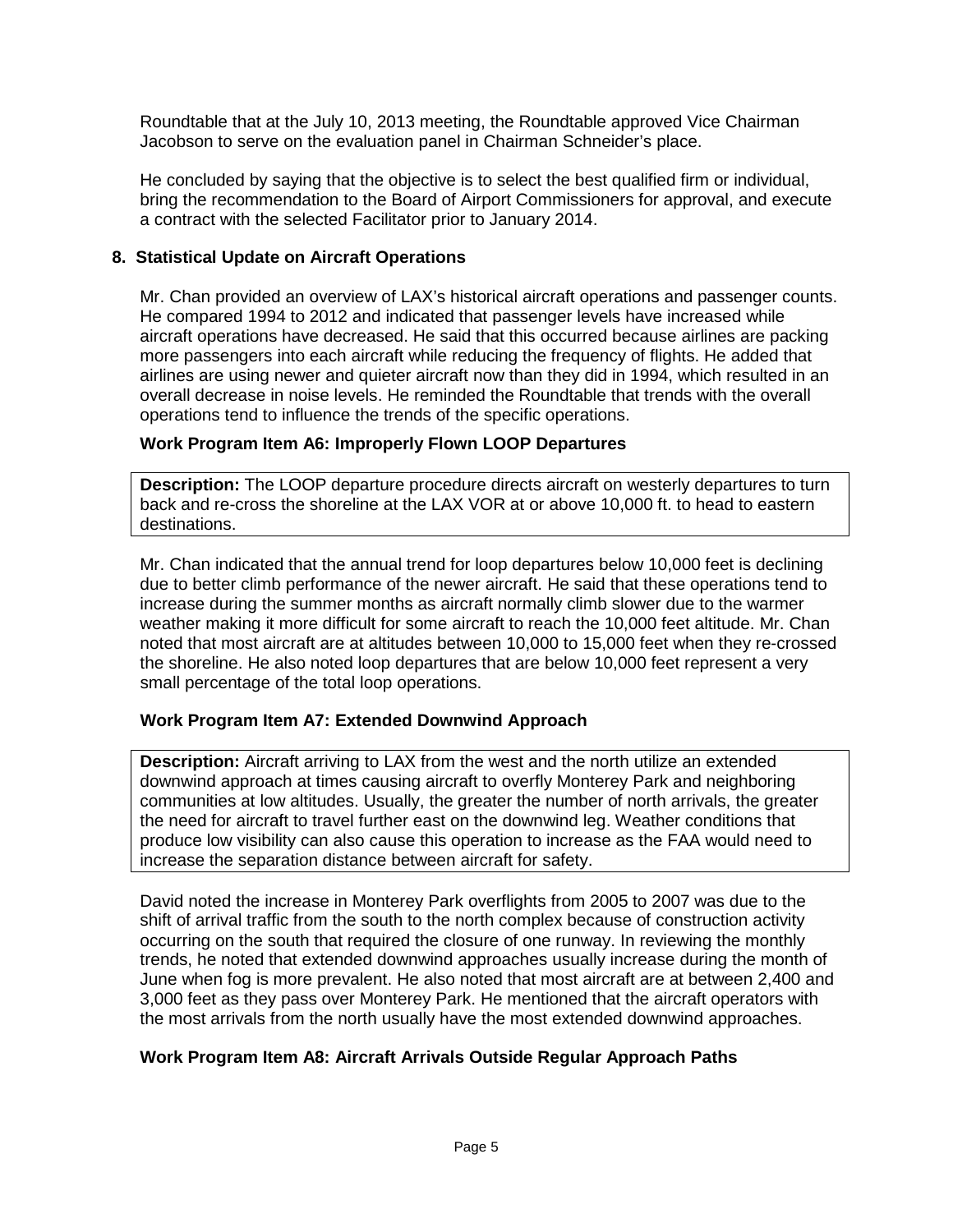Roundtable that at the July 10, 2013 meeting, the Roundtable approved Vice Chairman Jacobson to serve on the evaluation panel in Chairman Schneider's place.

He concluded by saying that the objective is to select the best qualified firm or individual, bring the recommendation to the Board of Airport Commissioners for approval, and execute a contract with the selected Facilitator prior to January 2014.

## 8. Statistical Update on Aircraft Operations

Mr. Chan provided an overview of LAX's historical aircraft operations and passenger counts. He compared 1994 to 2012 and indicated that passenger levels have increased while aircraft operations have decreased. He said that this occurred because airlines are packing more passengers into each aircraft while reducing the frequency of flights. He added that airlines are using newer and quieter aircraft now than they did in 1994, which resulted in an overall decrease in noise levels. He reminded the Roundtable that trends with the overall operations tend to influence the trends of the specific operations.

### Work Program Item A6: Improperly Flown LOOP Departures

**Description:** The LOOP departure procedure directs aircraft on westerly departures to turn back and re-cross the shoreline at the LAX VOR at or above 10,000 ft. to head to eastern destinations.

Mr. Chan indicated that the annual trend for loop departures below 10,000 feet is declining due to better climb performance of the newer aircraft. He said that these operations tend to increase during the summer months as aircraft normally climb slower due to the warmer weather making it more difficult for some aircraft to reach the 10,000 feet altitude. Mr. Chan noted that most aircraft are at altitudes between 10,000 to 15,000 feet when they re-crossed the shoreline. He also noted loop departures that are below 10,000 feet represent a very small percentage of the total loop operations.

### Work Program Item A7: Extended Downwind Approach

**Description:** Aircraft arriving to LAX from the west and the north utilize an extended downwind approach at times causing aircraft to overfly Monterey Park and neighboring communities at low altitudes. Usually, the greater the number of north arrivals, the greater the need for aircraft to travel further east on the downwind leg. Weather conditions that produce low visibility can also cause this operation to increase as the FAA would need to increase the separation distance between aircraft for safety.

David noted the increase in Monterey Park overflights from 2005 to 2007 was due to the shift of arrival traffic from the south to the north complex because of construction activity occurring on the south that required the closure of one runway. In reviewing the monthly trends, he noted that extended downwind approaches usually increase during the month of June when fog is more prevalent. He also noted that most aircraft are at between 2,400 and 3,000 feet as they pass over Monterey Park. He mentioned that the aircraft operators with the most arrivals from the north usually have the most extended downwind approaches.

### Work Program Item A8: Aircraft Arrivals Outside Regular Approach Paths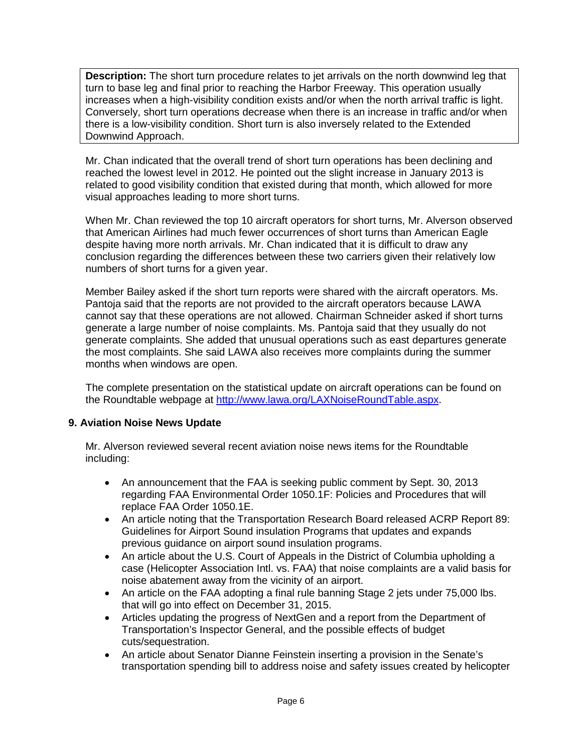**Description:** The short turn procedure relates to jet arrivals on the north downwind leg that turn to base leg and final prior to reaching the Harbor Freeway. This operation usually increases when a high-visibility condition exists and/or when the north arrival traffic is light. Conversely, short turn operations decrease when there is an increase in traffic and/or when there is a low-visibility condition. Short turn is also inversely related to the Extended Downwind Approach.

Mr. Chan indicated that the overall trend of short turn operations has been declining and reached the lowest level in 2012. He pointed out the slight increase in January 2013 is related to good visibility condition that existed during that month, which allowed for more visual approaches leading to more short turns.

When Mr. Chan reviewed the top 10 aircraft operators for short turns, Mr. Alverson observed that American Airlines had much fewer occurrences of short turns than American Eagle despite having more north arrivals. Mr. Chan indicated that it is difficult to draw any conclusion regarding the differences between these two carriers given their relatively low numbers of short turns for a given year.

Member Bailey asked if the short turn reports were shared with the aircraft operators. Ms. Pantoja said that the reports are not provided to the aircraft operators because LAWA cannot say that these operations are not allowed. Chairman Schneider asked if short turns generate a large number of noise complaints. Ms. Pantoja said that they usually do not generate complaints. She added that unusual operations such as east departures generate the most complaints. She said LAWA also receives more complaints during the summer months when windows are open.

The complete presentation on the statistical update on aircraft operations can be found on the Roundtable webpage at [http://www.lawa.org/LAXNoiseRoundTable.aspx](http://www.lawa.org/LAXNoiseRoundTable.aspx).

### 9. Aviation Noise News Update

Mr. Alverson reviewed several recent aviation noise news items for the Roundtable including:

- An announcement that the FAA is seeking public comment by Sept. 30, 2013 regarding FAA Environmental Order 1050.1F: Policies and Procedures that will replace FAA Order 1050.1E.
- An article noting that the Transportation Research Board released ACRP Report 89: Guidelines for Airport Sound insulation Programs that updates and expands previous guidance on airport sound insulation programs.
- An article about the U.S. Court of Appeals in the District of Columbia upholding a case (Helicopter Association Intl. vs. FAA) that noise complaints are a valid basis for noise abatement away from the vicinity of an airport.
- An article on the FAA adopting a final rule banning Stage 2 jets under 75,000 lbs. that will go into effect on December 31, 2015.
- Articles updating the progress of NextGen and a report from the Department of Transportation's Inspector General, and the possible effects of budget cuts/sequestration.
- An article about Senator Dianne Feinstein inserting a provision in the Senate's transportation spending bill to address noise and safety issues created by helicopter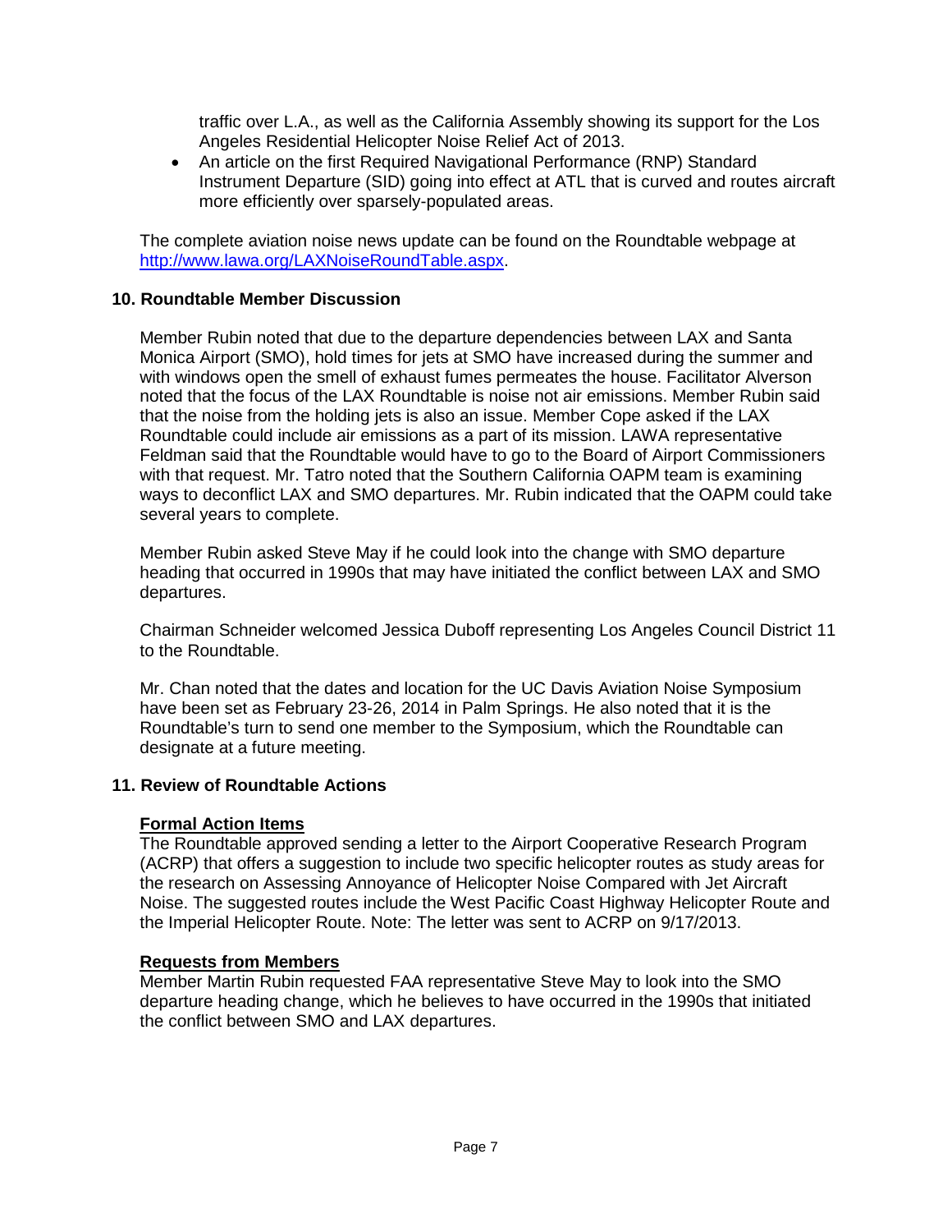traffic over L.A., as well as the California Assembly showing its support for the Los Angeles Residential Helicopter Noise Relief Act of 2013.

- An article on the first Required Navigational Performance (RNP) Standard Instrument Departure (SID) going into effect at ATL that is curved and routes aircraft more efficiently over sparsely-populated areas.

The complete aviation noise news update can be found on the Roundtable webpage at http://www.lawa.org/LAXNoiseRoundTable.aspx.

### 10. Roundtable Member Discussion

Member Rubin noted that due to the departure dependencies between LAX and Santa Monica Airport (SMO), hold times for jets at SMO have increased during the summer and with windows open the smell of exhaust fumes permeates the house. Facilitator Alverson noted that the focus of the LAX Roundtable is noise not air emissions. Member Rubin said that the noise from the holding jets is also an issue. Member Cope asked if the LAX Roundtable could include air emissions as a part of its mission. LAWA representative Feldman said that the Roundtable would have to go to the Board of Airport Commissioners with that request. Mr. Tatro noted that the Southern California OAPM team is examining ways to deconflict LAX and SMO departures. Mr. Rubin indicated that the OAPM could take several years to complete.

Member Rubin asked Steve May if he could look into the change with SMO departure heading that occurred in 1990s that may have initiated the conflict between LAX and SMO departures.

Chairman Schneider welcomed Jessica Duboff representing Los Angeles Council District 11 to the Roundtable.

Mr. Chan noted that the dates and location for the UC Davis Aviation Noise Symposium have been set as February 23-26, 2014 in Palm Springs. He also noted that it is the Roundtable's turn to send one member to the Symposium, which the Roundtable can designate at a future meeting.

### 11. Review of Roundtable Actions

**Formal Action Items**

The Roundtable approved sending a letter to the Airport Cooperative Research Program (ACRP) that offers a suggestion to include two specific helicopter routes as study areas for the research on Assessing Annoyance of Helicopter Noise Compared with Jet Aircraft Noise. The suggested routes include the West Pacific Coast Highway Helicopter Route and the Imperial Helicopter Route. Note: The letter was sent to ACRP on 9/17/2013.

**Requests from Members**

Member Martin Rubin requested FAA representative Steve May to look into the SMO departure heading change, which he believes to have occurred in the 1990s that initiated the conflict between SMO and LAX departures.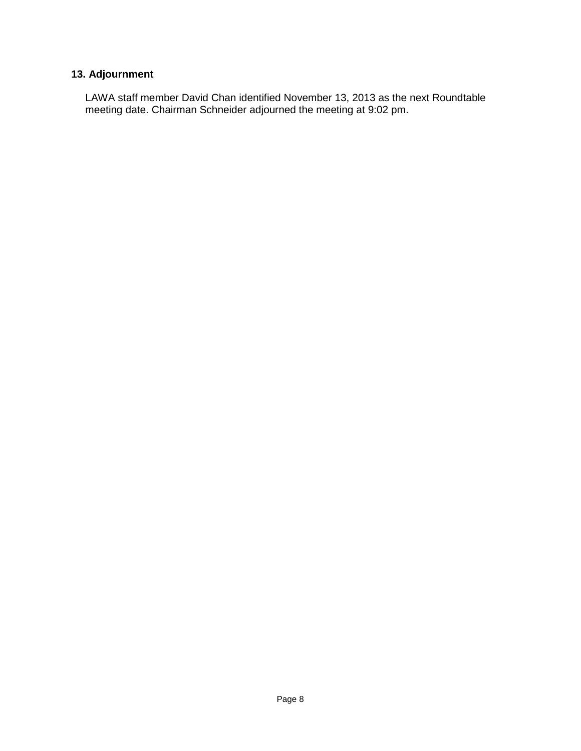## 13. Adjournment

LAWA staff member David Chan identified November 13, 2013 as the next Roundtable meeting date. Chairman Schneider adjourned the meeting at 9:02 pm.